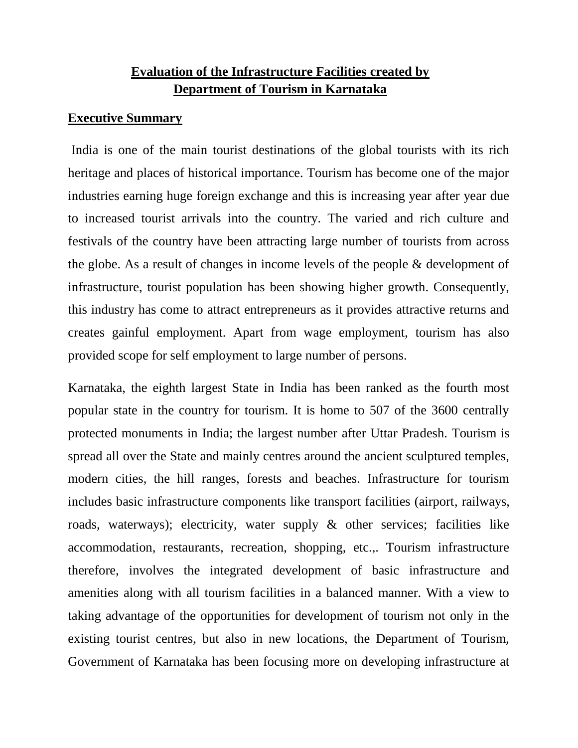# Evaluation of the Infrastructure Facilities created by Department of Tourism in Karnataka

## Executive Summary

India is one of the main tourist destinations of the global tourists with its rich heritage and places of historical importance. Tourism has become one of the major industries earning huge foreign exchange and this is increasing year after year due to increased tourist arrivals into the country. The varied and rich culture and festivals of the country have been attracting large number of tourists from across the globe. As a result of changes in income levels of the people & development of infrastructure, tourist population has been showing higher growth. Consequently, this industry has come to attract entrepreneurs as it provides attractive returns and creates gainful employment. Apart from wage employment, tourism has also provided scope for self employment to large number of persons.

Karnataka, the eighth largest State in India has been ranked as the fourth most popular state in the country for tourism. It is home to 507 of the 3600 centrally protected monuments in India; the largest number after Uttar Pradesh. Tourism is spread all over the State and mainly centres around the ancient sculptured temples, modern cities, the hill ranges, forests and beaches. Infrastructure for tourism includes basic infrastructure components like transport facilities (airport, railways, roads, waterways); electricity, water supply & other services; facilities like accommodation, restaurants, recreation, shopping, etc.,. Tourism infrastructure therefore, involves the integrated development of basic infrastructure and amenities along with all tourism facilities in a balanced manner. With a view to taking advantage of the opportunities for development of tourism not only in the existing tourist centres, but also in new locations, the Department of Tourism, Government of Karnataka has been focusing more on developing infrastructure at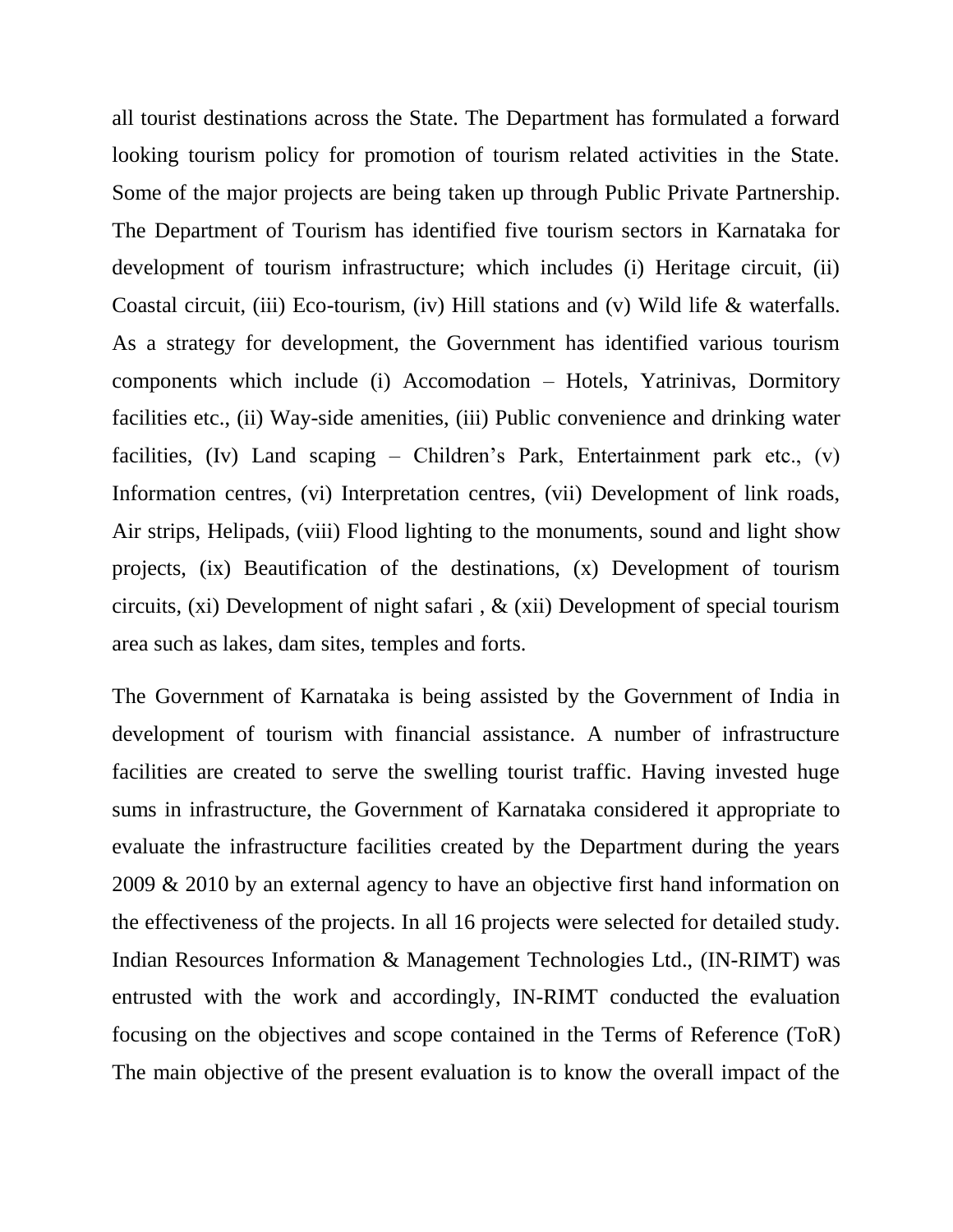all tourist destinations across the State. The Department has formulated a forward looking tourism policy for promotion of tourism related activities in the State. Some of the major projects are being taken up through Public Private Partnership. The Department of Tourism has identified five tourism sectors in Karnataka for development of tourism infrastructure; which includes (i) Heritage circuit, (ii) Coastal circuit, (iii) Eco-tourism, (iv) Hill stations and (v) Wild life & waterfalls. As a strategy for development, the Government has identified various tourism components which include (i) Accomodation – Hotels, Yatrinivas, Dormitory facilities etc., (ii) Way-side amenities, (iii) Public convenience and drinking water facilities, (Iv) Land scaping – Children's Park, Entertainment park etc., (v) Information centres, (vi) Interpretation centres, (vii) Development of link roads, Air strips, Helipads, (viii) Flood lighting to the monuments, sound and light show projects, (ix) Beautification of the destinations, (x) Development of tourism circuits, (xi) Development of night safari , & (xii) Development of special tourism area such as lakes, dam sites, temples and forts.

The Government of Karnataka is being assisted by the Government of India in development of tourism with financial assistance. A number of infrastructure facilities are created to serve the swelling tourist traffic. Having invested huge sums in infrastructure, the Government of Karnataka considered it appropriate to evaluate the infrastructure facilities created by the Department during the years 2009 & 2010 by an external agency to have an objective first hand information on the effectiveness of the projects. In all 16 projects were selected for detailed study. Indian Resources Information & Management Technologies Ltd., (IN-RIMT) was entrusted with the work and accordingly, IN-RIMT conducted the evaluation focusing on the objectives and scope contained in the Terms of Reference (ToR) The main objective of the present evaluation is to know the overall impact of the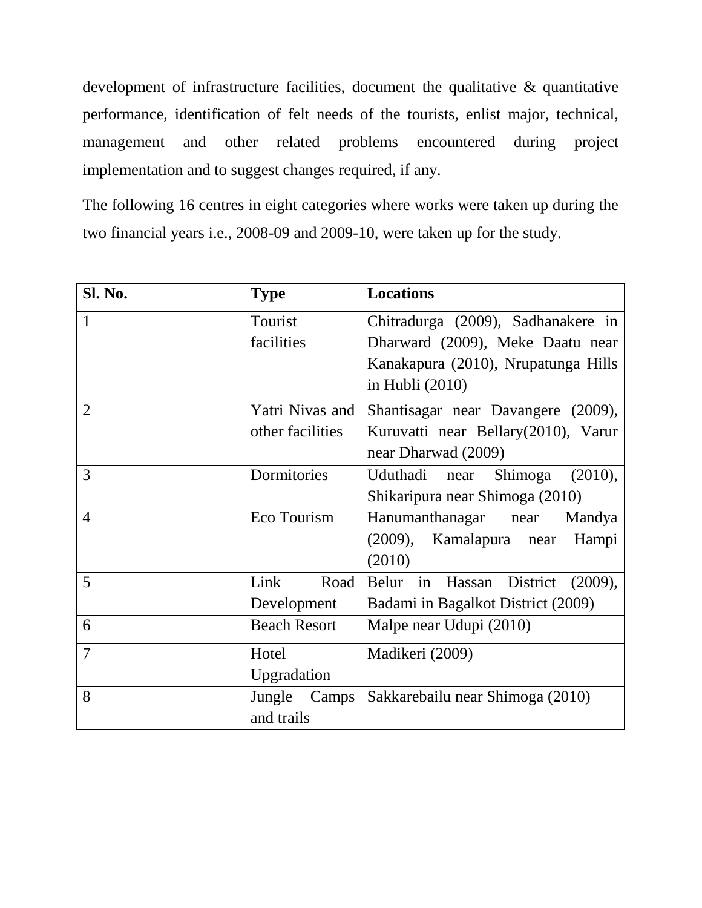development of infrastructure facilities, document the qualitative & quantitative performance, identification of felt needs of the tourists, enlist major, technical, management and other related problems encountered during project implementation and to suggest changes required, if any.

The following 16 centres in eight categories where works were taken up during the two financial years i.e., 2008-09 and 2009-10, were taken up for the study.

| Sl. No. | Type | Locations |
|---|---|---|
| 1 | Tourist facilities | Chitradurga (2009), Sadhanakere in Dharward (2009), Meke Daatu near Kanakapura (2010), Nrupatunga Hills in Hubli (2010) |
| 2 | Yatri Nivas and other facilities | Shantisagar near Davangere (2009), Kuruvatti near Bellary(2010), Varur near Dharwad (2009) |
| 3 | Dormitories | Uduthadi near Shimoga (2010), Shikaripura near Shimoga (2010) |
| 4 | Eco Tourism | Hanumanthanagar near Mandya (2009), Kamalapura near Hampi (2010) |
| 5 | Link Road Development | Belur in Hassan District (2009), Badami in Bagalkot District (2009) |
| 6 | Beach Resort | Malpe near Udupi (2010) |
| 7 | Hotel Upgradation | Madikeri (2009) |
| 8 | Jungle Camps and trails | Sakkarebailu near Shimoga (2010) |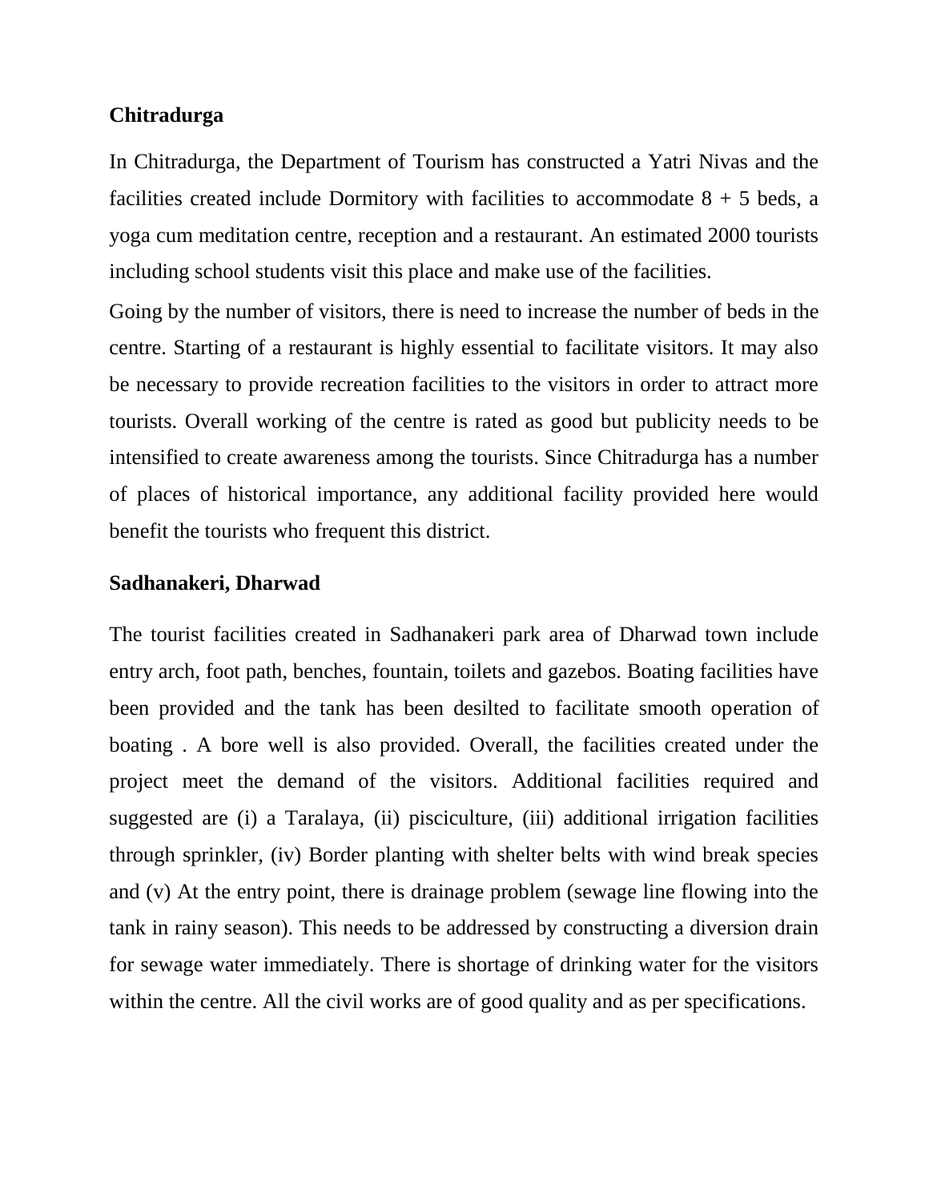**Chitradurga**

In Chitradurga, the Department of Tourism has constructed a Yatri Nivas and the facilities created include Dormitory with facilities to accommodate 8 + 5 beds, a yoga cum meditation centre, reception and a restaurant. An estimated 2000 tourists including school students visit this place and make use of the facilities.

Going by the number of visitors, there is need to increase the number of beds in the centre. Starting of a restaurant is highly essential to facilitate visitors. It may also be necessary to provide recreation facilities to the visitors in order to attract more tourists. Overall working of the centre is rated as good but publicity needs to be intensified to create awareness among the tourists. Since Chitradurga has a number of places of historical importance, any additional facility provided here would benefit the tourists who frequent this district.

**Sadhanakeri, Dharwad**

The tourist facilities created in Sadhanakeri park area of Dharwad town include entry arch, foot path, benches, fountain, toilets and gazebos. Boating facilities have been provided and the tank has been desilted to facilitate smooth operation of boating . A bore well is also provided. Overall, the facilities created under the project meet the demand of the visitors. Additional facilities required and suggested are (i) a Taralaya, (ii) pisciculture, (iii) additional irrigation facilities through sprinkler, (iv) Border planting with shelter belts with wind break species and (v) At the entry point, there is drainage problem (sewage line flowing into the tank in rainy season). This needs to be addressed by constructing a diversion drain for sewage water immediately. There is shortage of drinking water for the visitors within the centre. All the civil works are of good quality and as per specifications.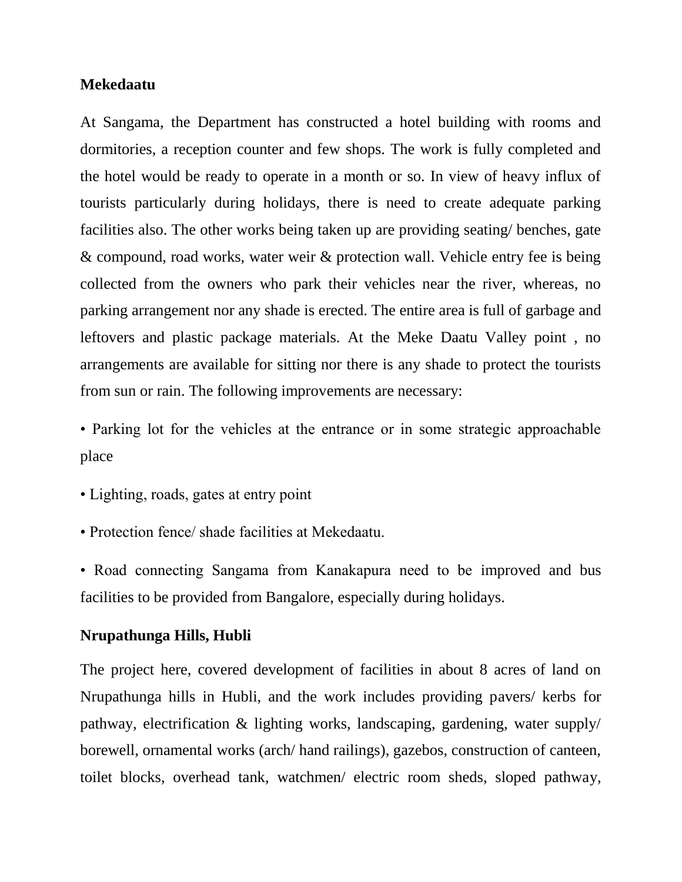**Mekedaatu**

At Sangama, the Department has constructed a hotel building with rooms and dormitories, a reception counter and few shops. The work is fully completed and the hotel would be ready to operate in a month or so. In view of heavy influx of tourists particularly during holidays, there is need to create adequate parking facilities also. The other works being taken up are providing seating/ benches, gate & compound, road works, water weir & protection wall. Vehicle entry fee is being collected from the owners who park their vehicles near the river, whereas, no parking arrangement nor any shade is erected. The entire area is full of garbage and leftovers and plastic package materials. At the Meke Daatu Valley point , no arrangements are available for sitting nor there is any shade to protect the tourists from sun or rain. The following improvements are necessary:

- Parking lot for the vehicles at the entrance or in some strategic approachable place
- Lighting, roads, gates at entry point
- Protection fence/ shade facilities at Mekedaatu.
- Road connecting Sangama from Kanakapura need to be improved and bus facilities to be provided from Bangalore, especially during holidays.

**Nrupathunga Hills, Hubli**

The project here, covered development of facilities in about 8 acres of land on Nrupathunga hills in Hubli, and the work includes providing pavers/ kerbs for pathway, electrification & lighting works, landscaping, gardening, water supply/ borewell, ornamental works (arch/ hand railings), gazebos, construction of canteen, toilet blocks, overhead tank, watchmen/ electric room sheds, sloped pathway,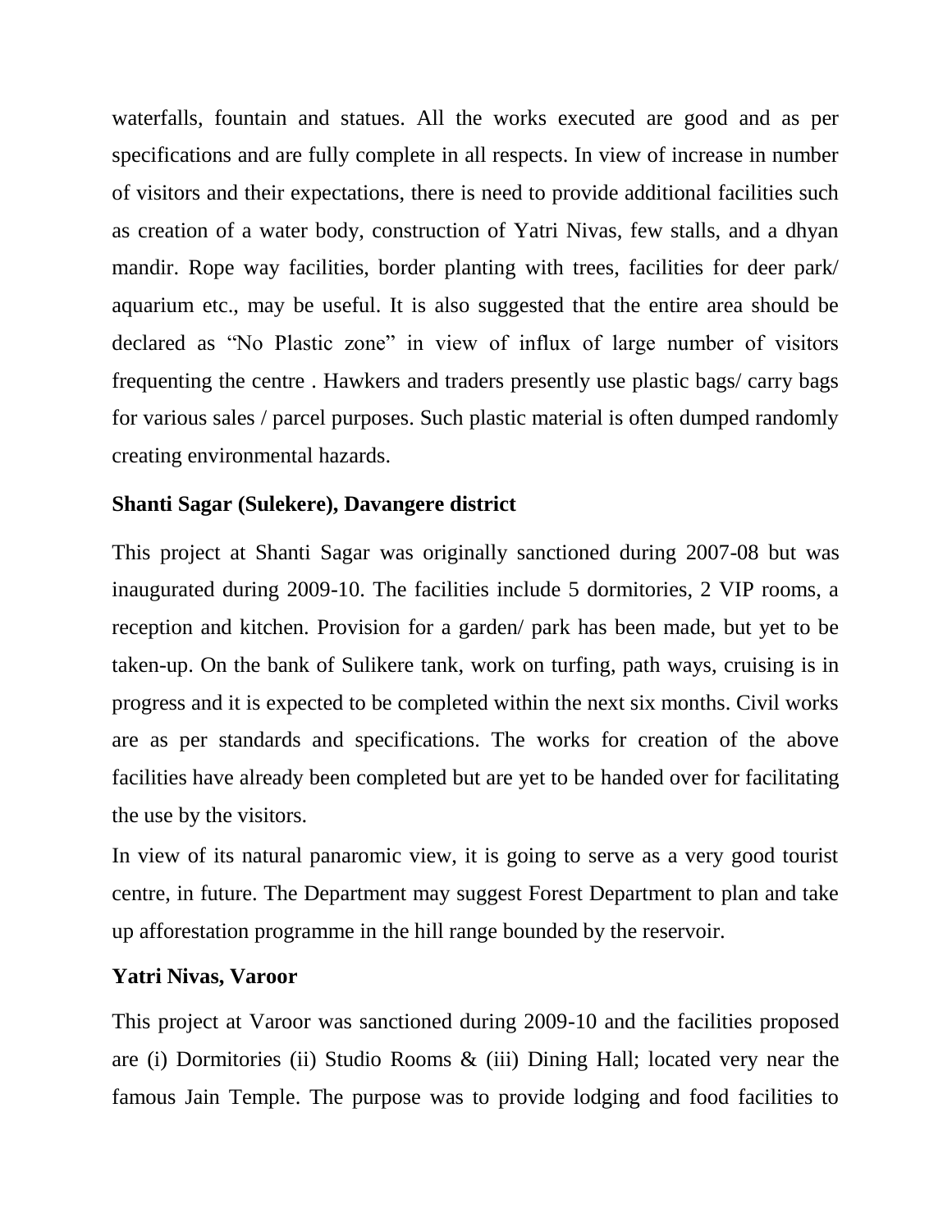waterfalls, fountain and statues. All the works executed are good and as per specifications and are fully complete in all respects. In view of increase in number of visitors and their expectations, there is need to provide additional facilities such as creation of a water body, construction of Yatri Nivas, few stalls, and a dhyan mandir. Rope way facilities, border planting with trees, facilities for deer park/ aquarium etc., may be useful. It is also suggested that the entire area should be declared as “No Plastic zone” in view of influx of large number of visitors frequenting the centre . Hawkers and traders presently use plastic bags/ carry bags for various sales / parcel purposes. Such plastic material is often dumped randomly creating environmental hazards.

**Shanti Sagar (Sulekere), Davangere district**

This project at Shanti Sagar was originally sanctioned during 2007-08 but was inaugurated during 2009-10. The facilities include 5 dormitories, 2 VIP rooms, a reception and kitchen. Provision for a garden/ park has been made, but yet to be taken-up. On the bank of Sulikere tank, work on turfing, path ways, cruising is in progress and it is expected to be completed within the next six months. Civil works are as per standards and specifications. The works for creation of the above facilities have already been completed but are yet to be handed over for facilitating the use by the visitors.

In view of its natural panaromic view, it is going to serve as a very good tourist centre, in future. The Department may suggest Forest Department to plan and take up afforestation programme in the hill range bounded by the reservoir.

**Yatri Nivas, Varoor**

This project at Varoor was sanctioned during 2009-10 and the facilities proposed are (i) Dormitories (ii) Studio Rooms & (iii) Dining Hall; located very near the famous Jain Temple. The purpose was to provide lodging and food facilities to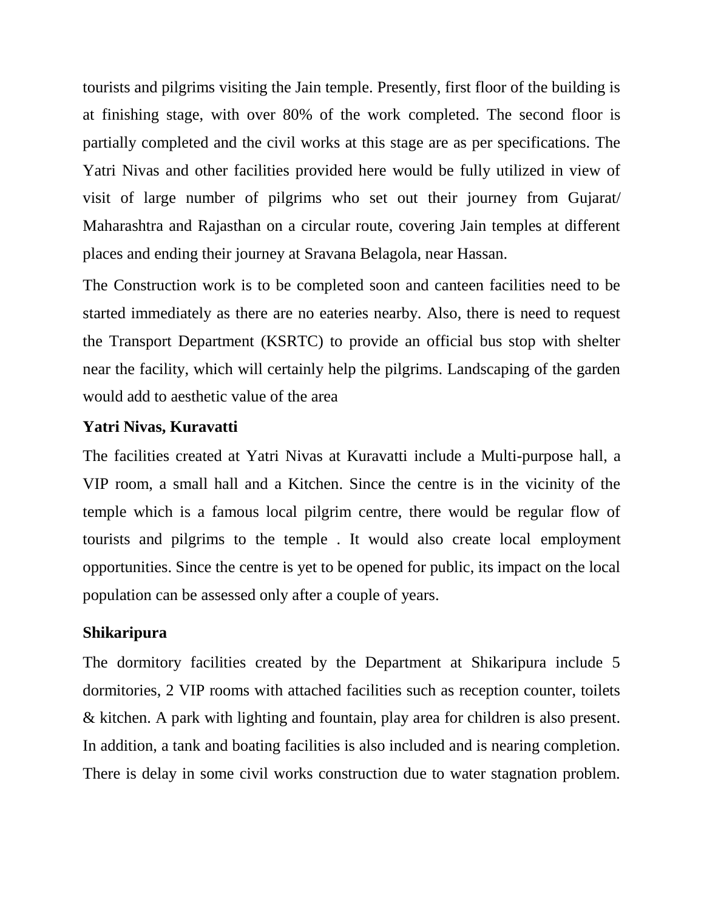tourists and pilgrims visiting the Jain temple. Presently, first floor of the building is at finishing stage, with over 80% of the work completed. The second floor is partially completed and the civil works at this stage are as per specifications. The Yatri Nivas and other facilities provided here would be fully utilized in view of visit of large number of pilgrims who set out their journey from Gujarat/ Maharashtra and Rajasthan on a circular route, covering Jain temples at different places and ending their journey at Sravana Belagola, near Hassan.

The Construction work is to be completed soon and canteen facilities need to be started immediately as there are no eateries nearby. Also, there is need to request the Transport Department (KSRTC) to provide an official bus stop with shelter near the facility, which will certainly help the pilgrims. Landscaping of the garden would add to aesthetic value of the area

**Yatri Nivas, Kuravatti**

The facilities created at Yatri Nivas at Kuravatti include a Multi-purpose hall, a VIP room, a small hall and a Kitchen. Since the centre is in the vicinity of the temple which is a famous local pilgrim centre, there would be regular flow of tourists and pilgrims to the temple . It would also create local employment opportunities. Since the centre is yet to be opened for public, its impact on the local population can be assessed only after a couple of years.

**Shikaripura**

The dormitory facilities created by the Department at Shikaripura include 5 dormitories, 2 VIP rooms with attached facilities such as reception counter, toilets & kitchen. A park with lighting and fountain, play area for children is also present. In addition, a tank and boating facilities is also included and is nearing completion. There is delay in some civil works construction due to water stagnation problem.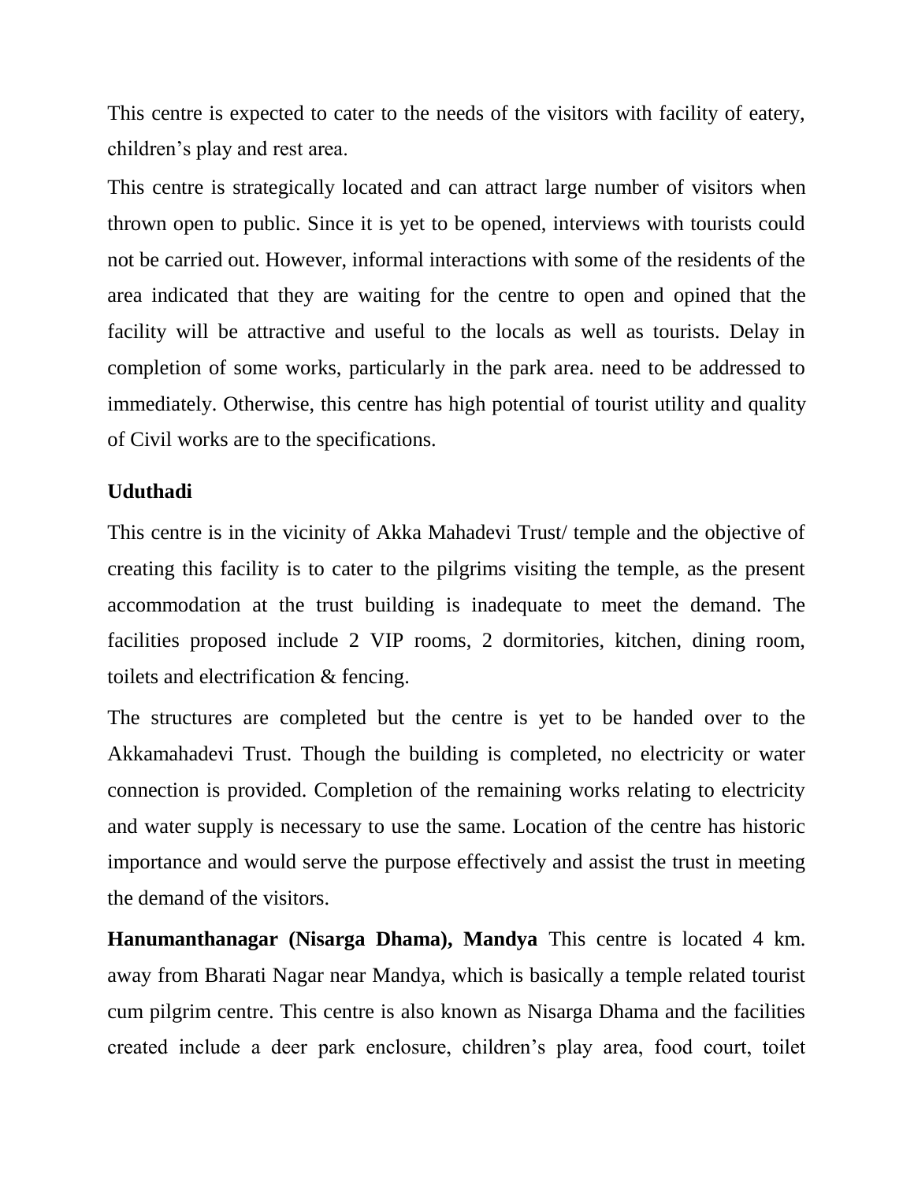This centre is expected to cater to the needs of the visitors with facility of eatery, children's play and rest area.

This centre is strategically located and can attract large number of visitors when thrown open to public. Since it is yet to be opened, interviews with tourists could not be carried out. However, informal interactions with some of the residents of the area indicated that they are waiting for the centre to open and opined that the facility will be attractive and useful to the locals as well as tourists. Delay in completion of some works, particularly in the park area. need to be addressed to immediately. Otherwise, this centre has high potential of tourist utility and quality of Civil works are to the specifications.

**Uduthadi**

This centre is in the vicinity of Akka Mahadevi Trust/ temple and the objective of creating this facility is to cater to the pilgrims visiting the temple, as the present accommodation at the trust building is inadequate to meet the demand. The facilities proposed include 2 VIP rooms, 2 dormitories, kitchen, dining room, toilets and electrification & fencing.

The structures are completed but the centre is yet to be handed over to the Akkamahadevi Trust. Though the building is completed, no electricity or water connection is provided. Completion of the remaining works relating to electricity and water supply is necessary to use the same. Location of the centre has historic importance and would serve the purpose effectively and assist the trust in meeting the demand of the visitors.

**Hanumanthanagar (Nisarga Dhama), Mandya** This centre is located 4 km. away from Bharati Nagar near Mandya, which is basically a temple related tourist cum pilgrim centre. This centre is also known as Nisarga Dhama and the facilities created include a deer park enclosure, children's play area, food court, toilet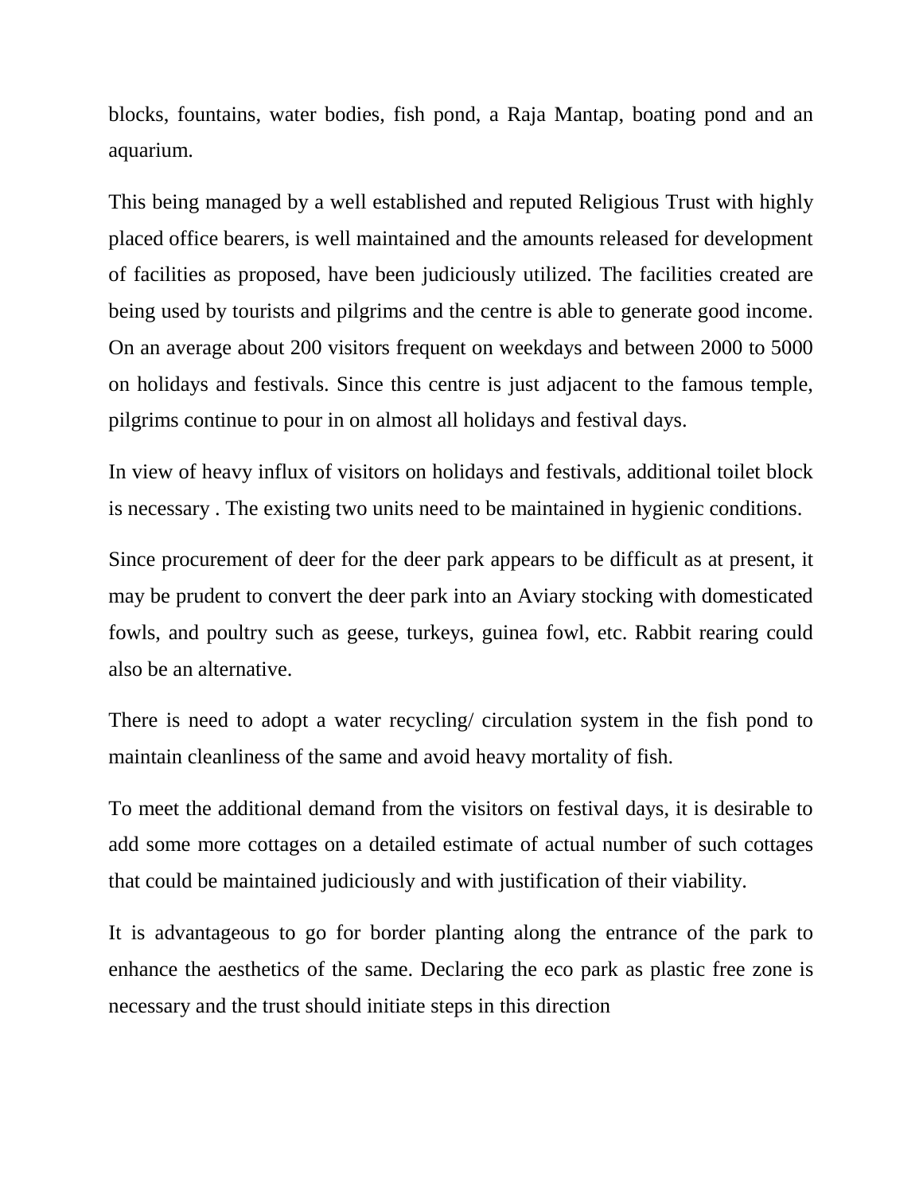blocks, fountains, water bodies, fish pond, a Raja Mantap, boating pond and an aquarium.

This being managed by a well established and reputed Religious Trust with highly placed office bearers, is well maintained and the amounts released for development of facilities as proposed, have been judiciously utilized. The facilities created are being used by tourists and pilgrims and the centre is able to generate good income. On an average about 200 visitors frequent on weekdays and between 2000 to 5000 on holidays and festivals. Since this centre is just adjacent to the famous temple, pilgrims continue to pour in on almost all holidays and festival days.

In view of heavy influx of visitors on holidays and festivals, additional toilet block is necessary . The existing two units need to be maintained in hygienic conditions.

Since procurement of deer for the deer park appears to be difficult as at present, it may be prudent to convert the deer park into an Aviary stocking with domesticated fowls, and poultry such as geese, turkeys, guinea fowl, etc. Rabbit rearing could also be an alternative.

There is need to adopt a water recycling/ circulation system in the fish pond to maintain cleanliness of the same and avoid heavy mortality of fish.

To meet the additional demand from the visitors on festival days, it is desirable to add some more cottages on a detailed estimate of actual number of such cottages that could be maintained judiciously and with justification of their viability.

It is advantageous to go for border planting along the entrance of the park to enhance the aesthetics of the same. Declaring the eco park as plastic free zone is necessary and the trust should initiate steps in this direction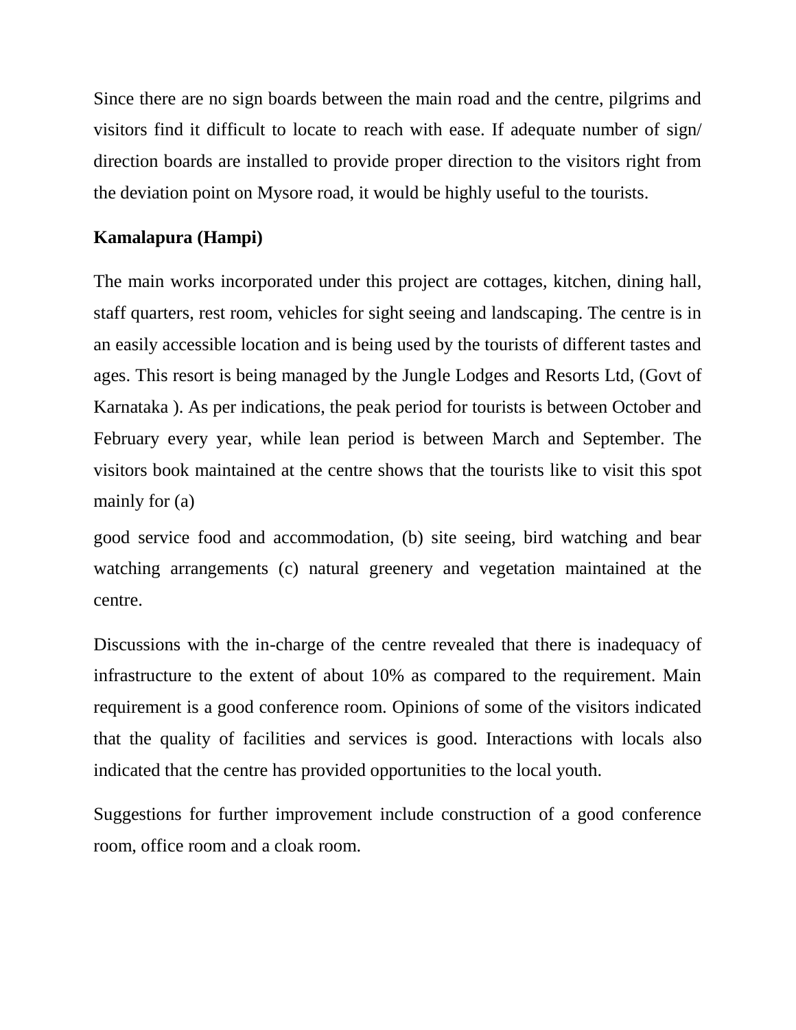Since there are no sign boards between the main road and the centre, pilgrims and visitors find it difficult to locate to reach with ease. If adequate number of sign/ direction boards are installed to provide proper direction to the visitors right from the deviation point on Mysore road, it would be highly useful to the tourists.

**Kamalapura (Hampi)**

The main works incorporated under this project are cottages, kitchen, dining hall, staff quarters, rest room, vehicles for sight seeing and landscaping. The centre is in an easily accessible location and is being used by the tourists of different tastes and ages. This resort is being managed by the Jungle Lodges and Resorts Ltd, (Govt of Karnataka ). As per indications, the peak period for tourists is between October and February every year, while lean period is between March and September. The visitors book maintained at the centre shows that the tourists like to visit this spot mainly for (a)

good service food and accommodation, (b) site seeing, bird watching and bear watching arrangements (c) natural greenery and vegetation maintained at the centre.

Discussions with the in-charge of the centre revealed that there is inadequacy of infrastructure to the extent of about 10% as compared to the requirement. Main requirement is a good conference room. Opinions of some of the visitors indicated that the quality of facilities and services is good. Interactions with locals also indicated that the centre has provided opportunities to the local youth.

Suggestions for further improvement include construction of a good conference room, office room and a cloak room.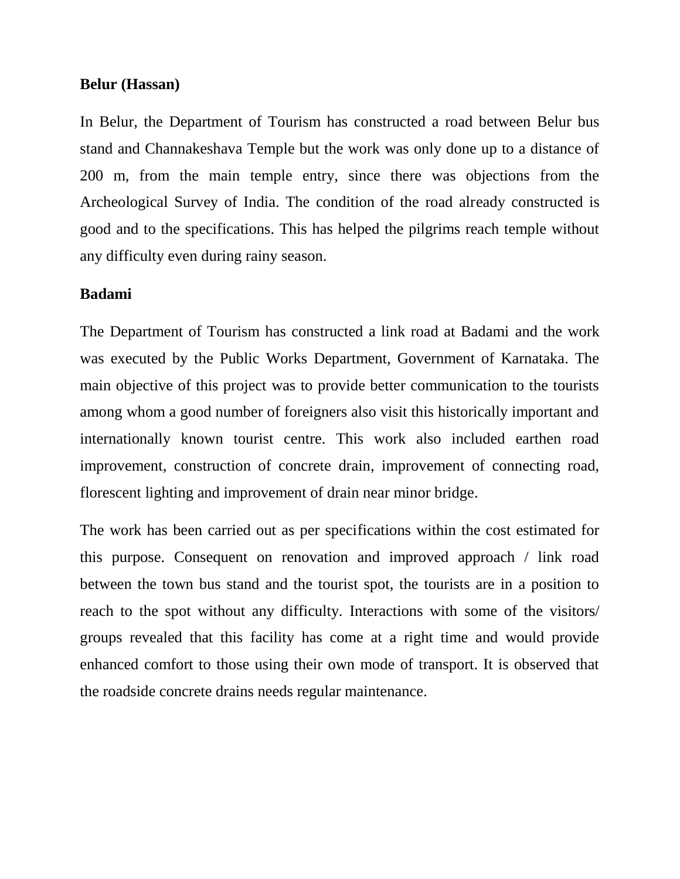**Belur (Hassan)**

In Belur, the Department of Tourism has constructed a road between Belur bus stand and Channakeshava Temple but the work was only done up to a distance of 200 m, from the main temple entry, since there was objections from the Archeological Survey of India. The condition of the road already constructed is good and to the specifications. This has helped the pilgrims reach temple without any difficulty even during rainy season.

**Badami**

The Department of Tourism has constructed a link road at Badami and the work was executed by the Public Works Department, Government of Karnataka. The main objective of this project was to provide better communication to the tourists among whom a good number of foreigners also visit this historically important and internationally known tourist centre. This work also included earthen road improvement, construction of concrete drain, improvement of connecting road, florescent lighting and improvement of drain near minor bridge.

The work has been carried out as per specifications within the cost estimated for this purpose. Consequent on renovation and improved approach / link road between the town bus stand and the tourist spot, the tourists are in a position to reach to the spot without any difficulty. Interactions with some of the visitors/ groups revealed that this facility has come at a right time and would provide enhanced comfort to those using their own mode of transport. It is observed that the roadside concrete drains needs regular maintenance.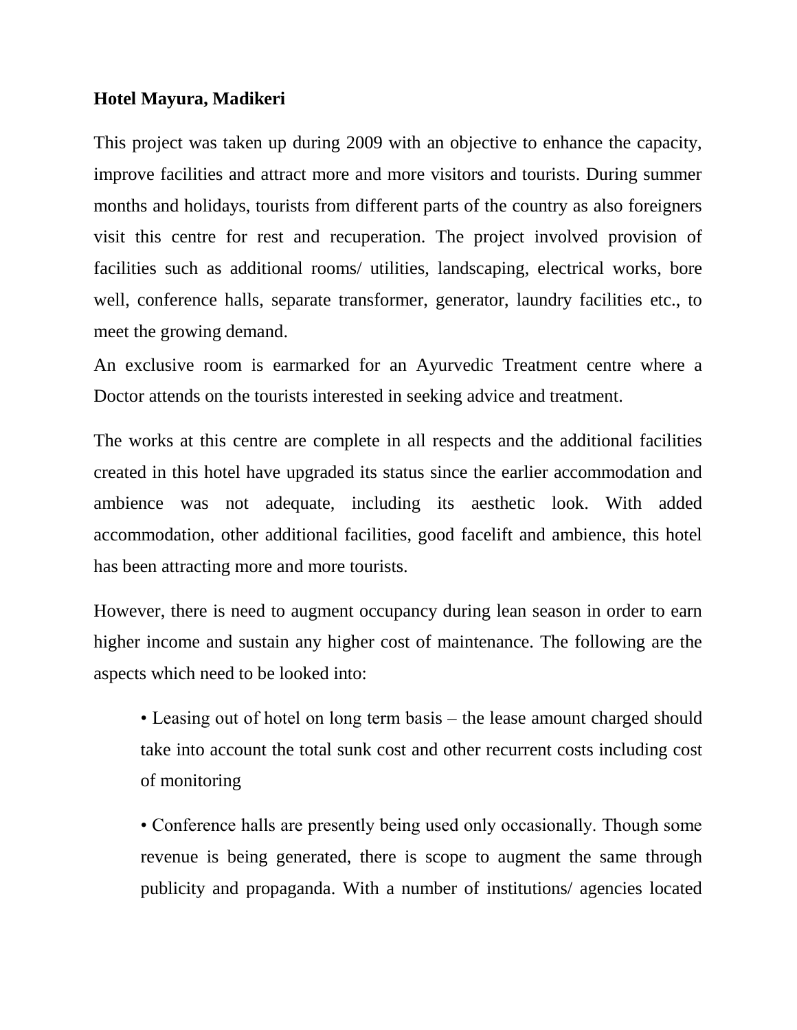**Hotel Mayura, Madikeri**

This project was taken up during 2009 with an objective to enhance the capacity, improve facilities and attract more and more visitors and tourists. During summer months and holidays, tourists from different parts of the country as also foreigners visit this centre for rest and recuperation. The project involved provision of facilities such as additional rooms/ utilities, landscaping, electrical works, bore well, conference halls, separate transformer, generator, laundry facilities etc., to meet the growing demand.

An exclusive room is earmarked for an Ayurvedic Treatment centre where a Doctor attends on the tourists interested in seeking advice and treatment.

The works at this centre are complete in all respects and the additional facilities created in this hotel have upgraded its status since the earlier accommodation and ambience was not adequate, including its aesthetic look. With added accommodation, other additional facilities, good facelift and ambience, this hotel has been attracting more and more tourists.

However, there is need to augment occupancy during lean season in order to earn higher income and sustain any higher cost of maintenance. The following are the aspects which need to be looked into:

- Leasing out of hotel on long term basis – the lease amount charged should take into account the total sunk cost and other recurrent costs including cost of monitoring
- Conference halls are presently being used only occasionally. Though some revenue is being generated, there is scope to augment the same through publicity and propaganda. With a number of institutions/ agencies located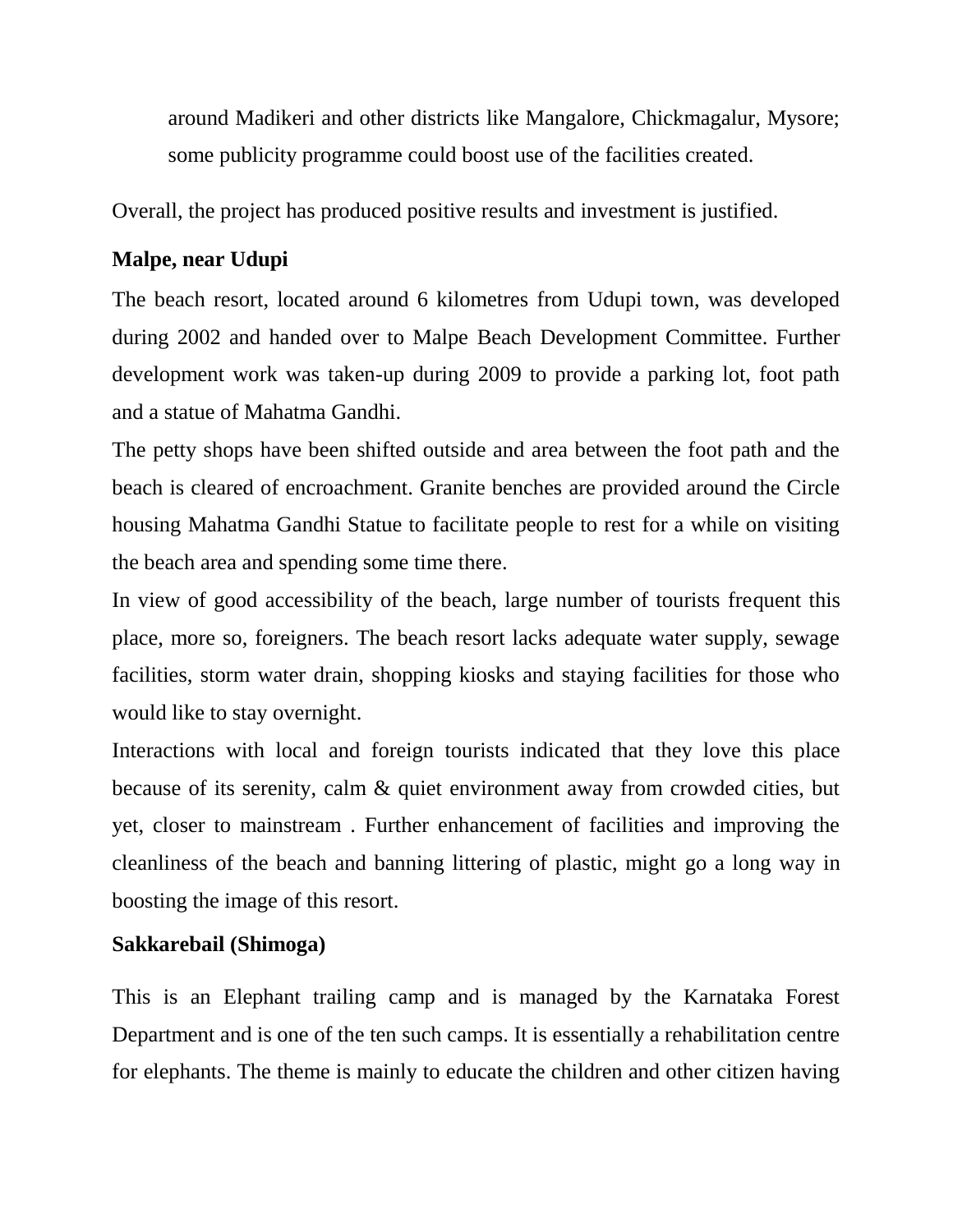around Madikeri and other districts like Mangalore, Chickmagalur, Mysore; some publicity programme could boost use of the facilities created.

Overall, the project has produced positive results and investment is justified.

**Malpe, near Udupi**

The beach resort, located around 6 kilometres from Udupi town, was developed during 2002 and handed over to Malpe Beach Development Committee. Further development work was taken-up during 2009 to provide a parking lot, foot path and a statue of Mahatma Gandhi.

The petty shops have been shifted outside and area between the foot path and the beach is cleared of encroachment. Granite benches are provided around the Circle housing Mahatma Gandhi Statue to facilitate people to rest for a while on visiting the beach area and spending some time there.

In view of good accessibility of the beach, large number of tourists frequent this place, more so, foreigners. The beach resort lacks adequate water supply, sewage facilities, storm water drain, shopping kiosks and staying facilities for those who would like to stay overnight.

Interactions with local and foreign tourists indicated that they love this place because of its serenity, calm & quiet environment away from crowded cities, but yet, closer to mainstream . Further enhancement of facilities and improving the cleanliness of the beach and banning littering of plastic, might go a long way in boosting the image of this resort.

**Sakkarebail (Shimoga)**

This is an Elephant trailing camp and is managed by the Karnataka Forest Department and is one of the ten such camps. It is essentially a rehabilitation centre for elephants. The theme is mainly to educate the children and other citizen having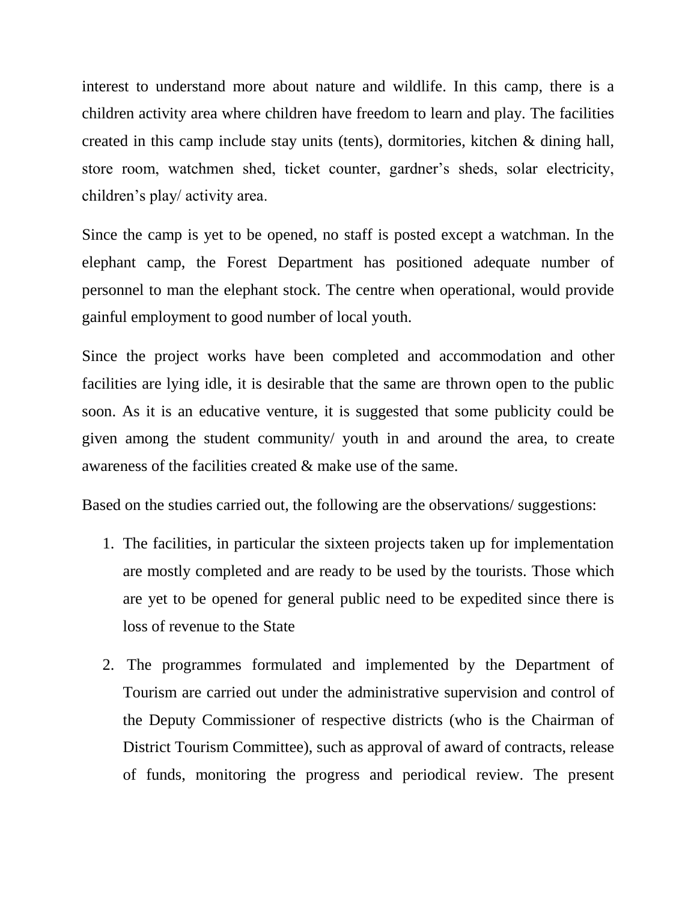interest to understand more about nature and wildlife. In this camp, there is a children activity area where children have freedom to learn and play. The facilities created in this camp include stay units (tents), dormitories, kitchen & dining hall, store room, watchmen shed, ticket counter, gardner's sheds, solar electricity, children's play/ activity area.

Since the camp is yet to be opened, no staff is posted except a watchman. In the elephant camp, the Forest Department has positioned adequate number of personnel to man the elephant stock. The centre when operational, would provide gainful employment to good number of local youth.

Since the project works have been completed and accommodation and other facilities are lying idle, it is desirable that the same are thrown open to the public soon. As it is an educative venture, it is suggested that some publicity could be given among the student community/ youth in and around the area, to create awareness of the facilities created & make use of the same.

Based on the studies carried out, the following are the observations/ suggestions:

1. The facilities, in particular the sixteen projects taken up for implementation are mostly completed and are ready to be used by the tourists. Those which are yet to be opened for general public need to be expedited since there is loss of revenue to the State

2. The programmes formulated and implemented by the Department of Tourism are carried out under the administrative supervision and control of the Deputy Commissioner of respective districts (who is the Chairman of District Tourism Committee), such as approval of award of contracts, release of funds, monitoring the progress and periodical review. The present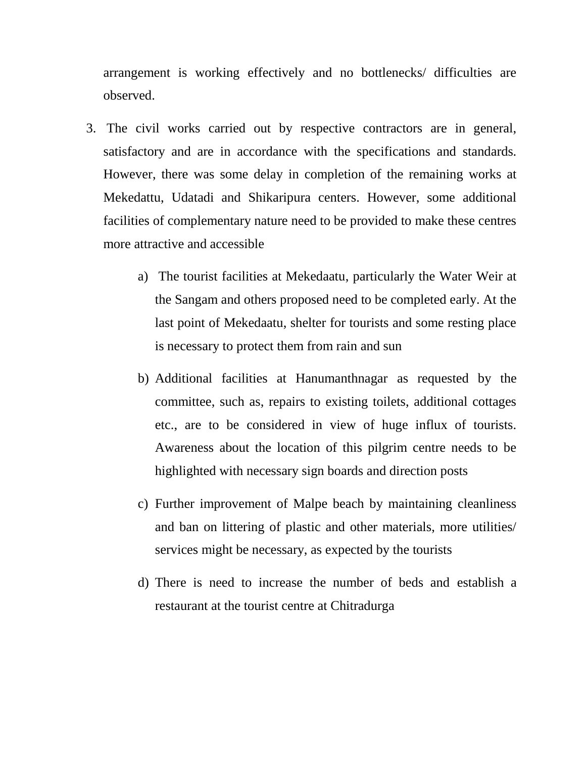arrangement is working effectively and no bottlenecks/ difficulties are observed.

3. The civil works carried out by respective contractors are in general, satisfactory and are in accordance with the specifications and standards. However, there was some delay in completion of the remaining works at Mekedattu, Udatadi and Shikaripura centers. However, some additional facilities of complementary nature need to be provided to make these centres more attractive and accessible

    a) The tourist facilities at Mekedaatu, particularly the Water Weir at the Sangam and others proposed need to be completed early. At the last point of Mekedaatu, shelter for tourists and some resting place is necessary to protect them from rain and sun

    b) Additional facilities at Hanumanthnagar as requested by the committee, such as, repairs to existing toilets, additional cottages etc., are to be considered in view of huge influx of tourists. Awareness about the location of this pilgrim centre needs to be highlighted with necessary sign boards and direction posts

    c) Further improvement of Malpe beach by maintaining cleanliness and ban on littering of plastic and other materials, more utilities/ services might be necessary, as expected by the tourists

    d) There is need to increase the number of beds and establish a restaurant at the tourist centre at Chitradurga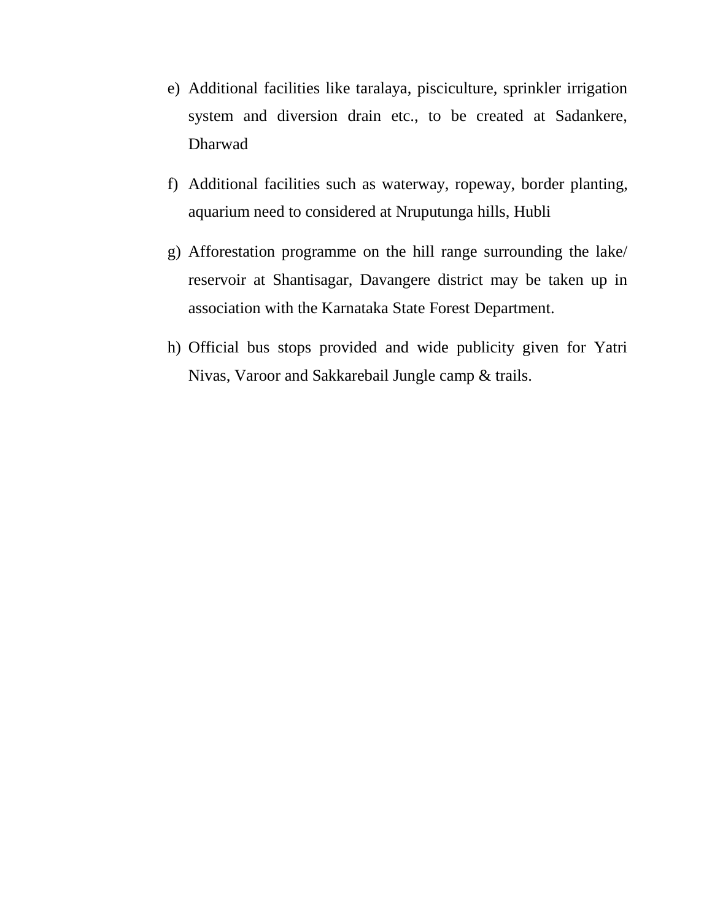e) Additional facilities like taralaya, pisciculture, sprinkler irrigation system and diversion drain etc., to be created at Sadankere, Dharwad

f) Additional facilities such as waterway, ropeway, border planting, aquarium need to considered at Nruputunga hills, Hubli

g) Afforestation programme on the hill range surrounding the lake/ reservoir at Shantisagar, Davangere district may be taken up in association with the Karnataka State Forest Department.

h) Official bus stops provided and wide publicity given for Yatri Nivas, Varoor and Sakkarebail Jungle camp & trails.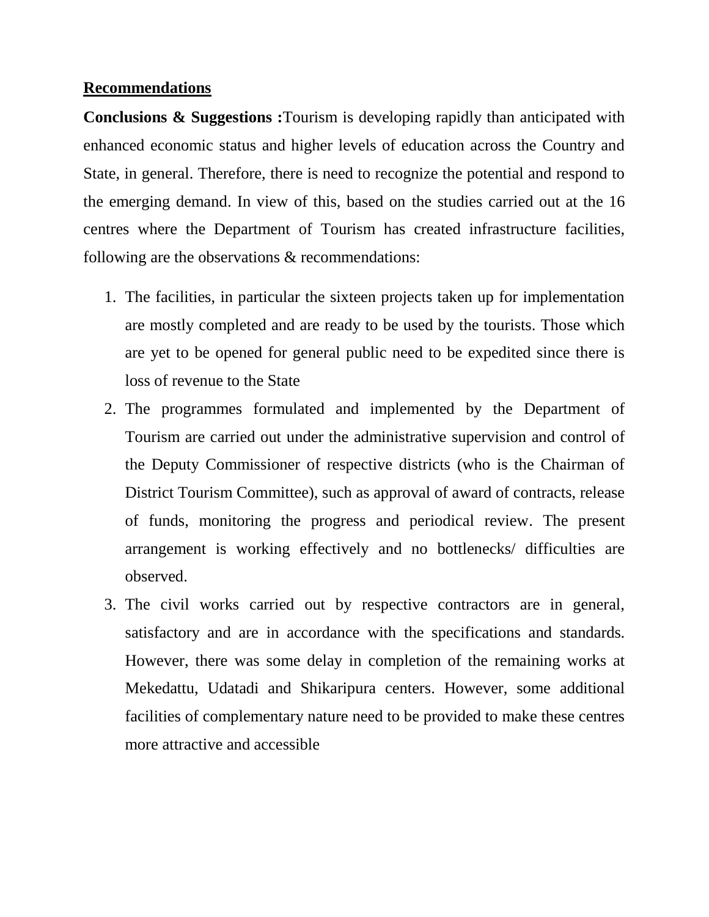## Recommendations

**Conclusions & Suggestions :**Tourism is developing rapidly than anticipated with enhanced economic status and higher levels of education across the Country and State, in general. Therefore, there is need to recognize the potential and respond to the emerging demand. In view of this, based on the studies carried out at the 16 centres where the Department of Tourism has created infrastructure facilities, following are the observations & recommendations:

1. The facilities, in particular the sixteen projects taken up for implementation are mostly completed and are ready to be used by the tourists. Those which are yet to be opened for general public need to be expedited since there is loss of revenue to the State
2. The programmes formulated and implemented by the Department of Tourism are carried out under the administrative supervision and control of the Deputy Commissioner of respective districts (who is the Chairman of District Tourism Committee), such as approval of award of contracts, release of funds, monitoring the progress and periodical review. The present arrangement is working effectively and no bottlenecks/ difficulties are observed.
3. The civil works carried out by respective contractors are in general, satisfactory and are in accordance with the specifications and standards. However, there was some delay in completion of the remaining works at Mekedattu, Udatadi and Shikaripura centers. However, some additional facilities of complementary nature need to be provided to make these centres more attractive and accessible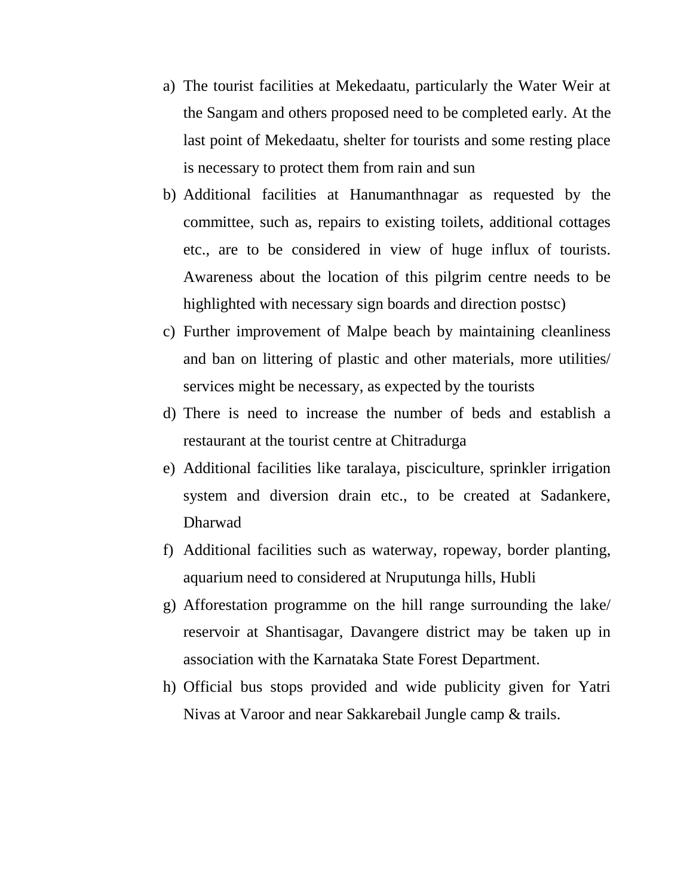a) The tourist facilities at Mekedaatu, particularly the Water Weir at the Sangam and others proposed need to be completed early. At the last point of Mekedaatu, shelter for tourists and some resting place is necessary to protect them from rain and sun
b) Additional facilities at Hanumanthnagar as requested by the committee, such as, repairs to existing toilets, additional cottages etc., are to be considered in view of huge influx of tourists. Awareness about the location of this pilgrim centre needs to be highlighted with necessary sign boards and direction postsc)
c) Further improvement of Malpe beach by maintaining cleanliness and ban on littering of plastic and other materials, more utilities/ services might be necessary, as expected by the tourists
d) There is need to increase the number of beds and establish a restaurant at the tourist centre at Chitradurga
e) Additional facilities like taralaya, pisciculture, sprinkler irrigation system and diversion drain etc., to be created at Sadankere, Dharwad
f) Additional facilities such as waterway, ropeway, border planting, aquarium need to considered at Nruputunga hills, Hubli
g) Afforestation programme on the hill range surrounding the lake/ reservoir at Shantisagar, Davangere district may be taken up in association with the Karnataka State Forest Department.
h) Official bus stops provided and wide publicity given for Yatri Nivas at Varoor and near Sakkarebail Jungle camp & trails.